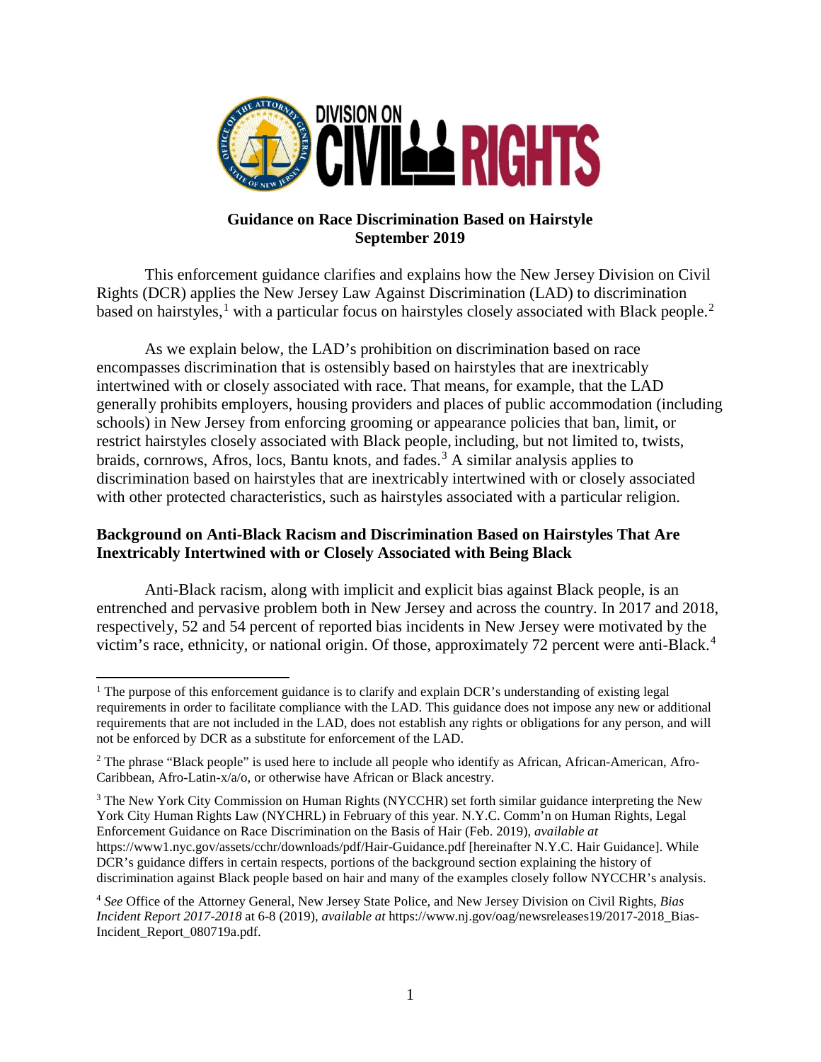**Guidance on Race Discrimination Based on Hairstyle**
**September 2019**

This enforcement guidance clarifies and explains how the New Jersey Division on Civil Rights (DCR) applies the New Jersey Law Against Discrimination (LAD) to discrimination based on hairstyles,[1] with a particular focus on hairstyles closely associated with Black people.[2]

As we explain below, the LAD's prohibition on discrimination based on race encompasses discrimination that is ostensibly based on hairstyles that are inextricably intertwined with or closely associated with race. That means, for example, that the LAD generally prohibits employers, housing providers and places of public accommodation (including schools) in New Jersey from enforcing grooming or appearance policies that ban, limit, or restrict hairstyles closely associated with Black people, including, but not limited to, twists, braids, cornrows, Afros, locs, Bantu knots, and fades.[3] A similar analysis applies to discrimination based on hairstyles that are inextricably intertwined with or closely associated with other protected characteristics, such as hairstyles associated with a particular religion.

## Background on Anti-Black Racism and Discrimination Based on Hairstyles That Are Inextricably Intertwined with or Closely Associated with Being Black

Anti-Black racism, along with implicit and explicit bias against Black people, is an entrenched and pervasive problem both in New Jersey and across the country. In 2017 and 2018, respectively, 52 and 54 percent of reported bias incidents in New Jersey were motivated by the victim's race, ethnicity, or national origin. Of those, approximately 72 percent were anti-Black.[4]

---

[1] The purpose of this enforcement guidance is to clarify and explain DCR's understanding of existing legal requirements in order to facilitate compliance with the LAD. This guidance does not impose any new or additional requirements that are not included in the LAD, does not establish any rights or obligations for any person, and will not be enforced by DCR as a substitute for enforcement of the LAD.

[2] The phrase "Black people" is used here to include all people who identify as African, African-American, Afro-Caribbean, Afro-Latin-x/a/o, or otherwise have African or Black ancestry.

[3] The New York City Commission on Human Rights (NYCCHR) set forth similar guidance interpreting the New York City Human Rights Law (NYCHRL) in February of this year. N.Y.C. Comm'n on Human Rights, Legal Enforcement Guidance on Race Discrimination on the Basis of Hair (Feb. 2019), *available at* https://www1.nyc.gov/assets/cchr/downloads/pdf/Hair-Guidance.pdf [hereinafter N.Y.C. Hair Guidance]. While DCR's guidance differs in certain respects, portions of the background section explaining the history of discrimination against Black people based on hair and many of the examples closely follow NYCCHR's analysis.

[4] *See* Office of the Attorney General, New Jersey State Police, and New Jersey Division on Civil Rights, *Bias Incident Report 2017-2018* at 6-8 (2019), *available at* https://www.nj.gov/oag/newsreleases19/2017-2018_Bias-Incident_Report_080719a.pdf.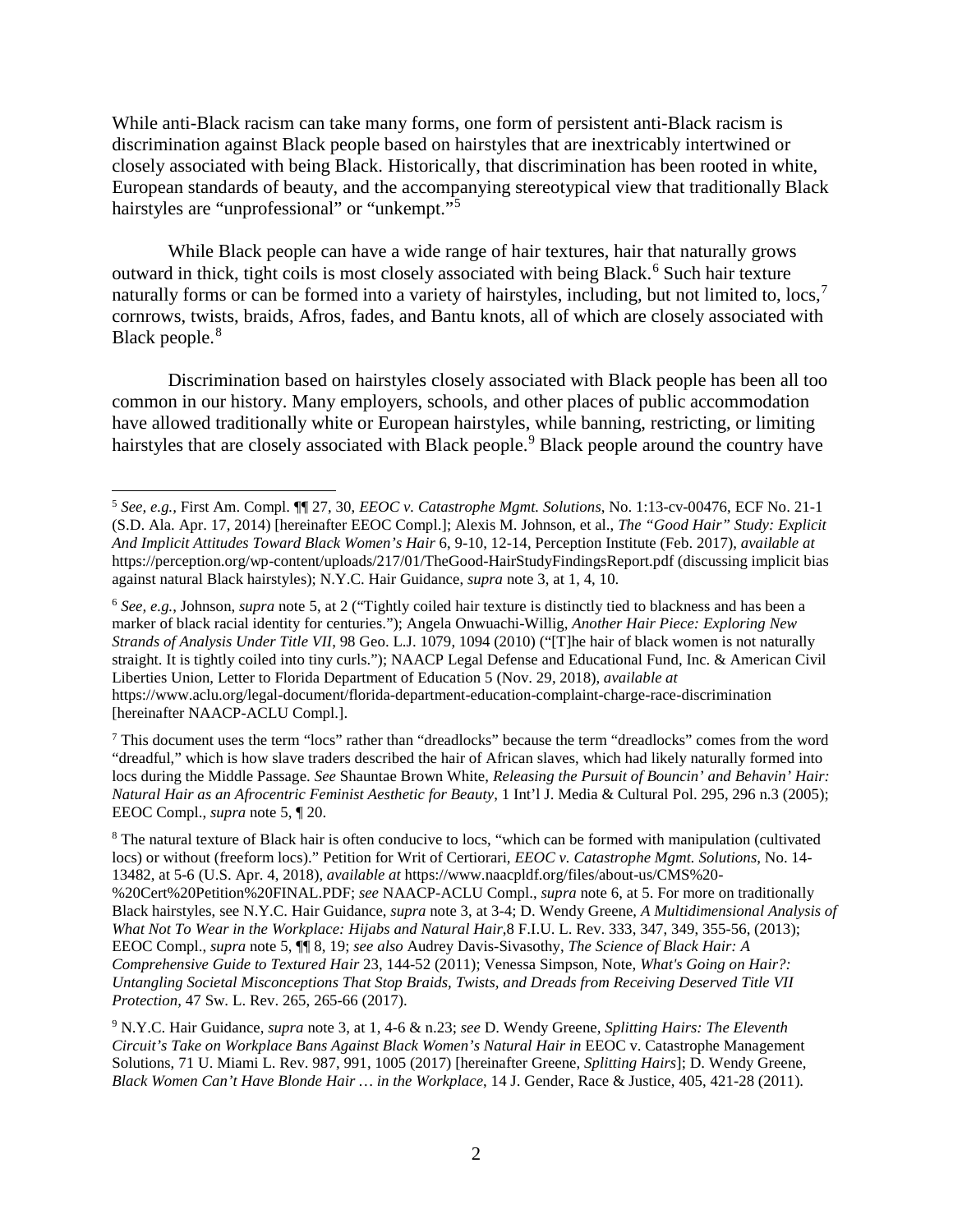While anti-Black racism can take many forms, one form of persistent anti-Black racism is discrimination against Black people based on hairstyles that are inextricably intertwined or closely associated with being Black. Historically, that discrimination has been rooted in white, European standards of beauty, and the accompanying stereotypical view that traditionally Black hairstyles are "unprofessional" or "unkempt."[5]

While Black people can have a wide range of hair textures, hair that naturally grows outward in thick, tight coils is most closely associated with being Black.[6] Such hair texture naturally forms or can be formed into a variety of hairstyles, including, but not limited to, locs,[7] cornrows, twists, braids, Afros, fades, and Bantu knots, all of which are closely associated with Black people.[8]

Discrimination based on hairstyles closely associated with Black people has been all too common in our history. Many employers, schools, and other places of public accommodation have allowed traditionally white or European hairstyles, while banning, restricting, or limiting hairstyles that are closely associated with Black people.[9] Black people around the country have

---

[5] *See, e.g.*, First Am. Compl. ¶¶ 27, 30, *EEOC v. Catastrophe Mgmt. Solutions*, No. 1:13-cv-00476, ECF No. 21-1 (S.D. Ala. Apr. 17, 2014) [hereinafter EEOC Compl.]; Alexis M. Johnson, et al., *The "Good Hair" Study: Explicit And Implicit Attitudes Toward Black Women's Hair* 6, 9-10, 12-14, Perception Institute (Feb. 2017), *available at* https://perception.org/wp-content/uploads/217/01/TheGood-HairStudyFindingsReport.pdf (discussing implicit bias against natural Black hairstyles); N.Y.C. Hair Guidance, *supra* note 3, at 1, 4, 10.

[6] *See, e.g.*, Johnson, *supra* note 5, at 2 ("Tightly coiled hair texture is distinctly tied to blackness and has been a marker of black racial identity for centuries."); Angela Onwuachi-Willig, *Another Hair Piece: Exploring New Strands of Analysis Under Title VII*, 98 Geo. L.J. 1079, 1094 (2010) ("[T]he hair of black women is not naturally straight. It is tightly coiled into tiny curls."); NAACP Legal Defense and Educational Fund, Inc. & American Civil Liberties Union, Letter to Florida Department of Education 5 (Nov. 29, 2018), *available at* https://www.aclu.org/legal-document/florida-department-education-complaint-charge-race-discrimination [hereinafter NAACP-ACLU Compl.].

[7] This document uses the term "locs" rather than "dreadlocks" because the term "dreadlocks" comes from the word "dreadful," which is how slave traders described the hair of African slaves, which had likely naturally formed into locs during the Middle Passage. *See* Shauntae Brown White, *Releasing the Pursuit of Bouncin' and Behavin' Hair: Natural Hair as an Afrocentric Feminist Aesthetic for Beauty*, 1 Int'l J. Media & Cultural Pol. 295, 296 n.3 (2005); EEOC Compl., *supra* note 5, ¶ 20.

[8] The natural texture of Black hair is often conducive to locs, "which can be formed with manipulation (cultivated locs) or without (freeform locs)." Petition for Writ of Certiorari, *EEOC v. Catastrophe Mgmt. Solutions*, No. 14-13482, at 5-6 (U.S. Apr. 4, 2018), *available at* https://www.naacpldf.org/files/about-us/CMS%20-%20Cert%20Petition%20FINAL.PDF; *see* NAACP-ACLU Compl., *supra* note 6, at 5. For more on traditionally Black hairstyles, see N.Y.C. Hair Guidance, *supra* note 3, at 3-4; D. Wendy Greene, *A Multidimensional Analysis of What Not To Wear in the Workplace: Hijabs and Natural Hair*,8 F.I.U. L. Rev. 333, 347, 349, 355-56, (2013); EEOC Compl., *supra* note 5, ¶¶ 8, 19; *see also* Audrey Davis-Sivasothy, *The Science of Black Hair: A Comprehensive Guide to Textured Hair* 23, 144-52 (2011); Venessa Simpson, Note, *What's Going on Hair?: Untangling Societal Misconceptions That Stop Braids, Twists, and Dreads from Receiving Deserved Title VII Protection*, 47 Sw. L. Rev. 265, 265-66 (2017).

[9] N.Y.C. Hair Guidance, *supra* note 3, at 1, 4-6 & n.23; *see* D. Wendy Greene, *Splitting Hairs: The Eleventh Circuit's Take on Workplace Bans Against Black Women's Natural Hair in* EEOC v. Catastrophe Management Solutions, 71 U. Miami L. Rev. 987, 991, 1005 (2017) [hereinafter Greene, *Splitting Hairs*]; D. Wendy Greene, *Black Women Can't Have Blonde Hair … in the Workplace*, 14 J. Gender, Race & Justice, 405, 421-28 (2011).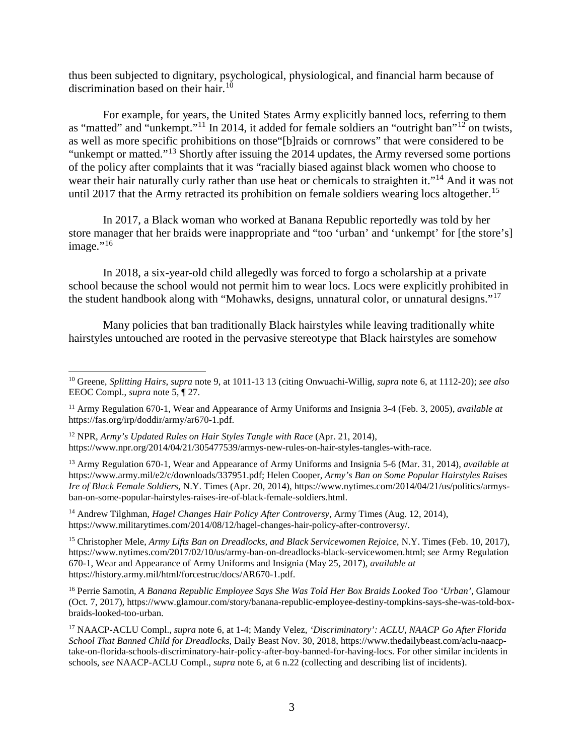thus been subjected to dignitary, psychological, physiological, and financial harm because of discrimination based on their hair.[10]

For example, for years, the United States Army explicitly banned locs, referring to them as "matted" and "unkempt."[11] In 2014, it added for female soldiers an "outright ban"[12] on twists, as well as more specific prohibitions on those"[b]raids or cornrows" that were considered to be "unkempt or matted."[13] Shortly after issuing the 2014 updates, the Army reversed some portions of the policy after complaints that it was "racially biased against black women who choose to wear their hair naturally curly rather than use heat or chemicals to straighten it."[14] And it was not until 2017 that the Army retracted its prohibition on female soldiers wearing locs altogether.[15]

In 2017, a Black woman who worked at Banana Republic reportedly was told by her store manager that her braids were inappropriate and "too 'urban' and 'unkempt' for [the store's] image."[16]

In 2018, a six-year-old child allegedly was forced to forgo a scholarship at a private school because the school would not permit him to wear locs. Locs were explicitly prohibited in the student handbook along with "Mohawks, designs, unnatural color, or unnatural designs."[17]

Many policies that ban traditionally Black hairstyles while leaving traditionally white hairstyles untouched are rooted in the pervasive stereotype that Black hairstyles are somehow

---

[10] Greene, *Splitting Hairs*, *supra* note 9, at 1011-13 13 (citing Onwuachi-Willig, *supra* note 6, at 1112-20); *see also* EEOC Compl., *supra* note 5, ¶ 27.

[11] Army Regulation 670-1, Wear and Appearance of Army Uniforms and Insignia 3-4 (Feb. 3, 2005), *available at* https://fas.org/irp/doddir/army/ar670-1.pdf.

[12] NPR, *Army's Updated Rules on Hair Styles Tangle with Race* (Apr. 21, 2014), https://www.npr.org/2014/04/21/305477539/armys-new-rules-on-hair-styles-tangles-with-race.

[13] Army Regulation 670-1, Wear and Appearance of Army Uniforms and Insignia 5-6 (Mar. 31, 2014), *available at* https://www.army.mil/e2/c/downloads/337951.pdf; Helen Cooper, *Army's Ban on Some Popular Hairstyles Raises Ire of Black Female Soldiers*, N.Y. Times (Apr. 20, 2014), https://www.nytimes.com/2014/04/21/us/politics/armys-ban-on-some-popular-hairstyles-raises-ire-of-black-female-soldiers.html.

[14] Andrew Tilghman, *Hagel Changes Hair Policy After Controversy*, Army Times (Aug. 12, 2014), https://www.militarytimes.com/2014/08/12/hagel-changes-hair-policy-after-controversy/.

[15] Christopher Mele, *Army Lifts Ban on Dreadlocks, and Black Servicewomen Rejoice*, N.Y. Times (Feb. 10, 2017), https://www.nytimes.com/2017/02/10/us/army-ban-on-dreadlocks-black-servicewomen.html; *see* Army Regulation 670-1, Wear and Appearance of Army Uniforms and Insignia (May 25, 2017), *available at* https://history.army.mil/html/forcestruc/docs/AR670-1.pdf.

[16] Perrie Samotin, *A Banana Republic Employee Says She Was Told Her Box Braids Looked Too 'Urban'*, Glamour (Oct. 7, 2017), https://www.glamour.com/story/banana-republic-employee-destiny-tompkins-says-she-was-told-box-braids-looked-too-urban.

[17] NAACP-ACLU Compl., *supra* note 6, at 1-4; Mandy Velez, *'Discriminatory': ACLU, NAACP Go After Florida School That Banned Child for Dreadlocks*, Daily Beast Nov. 30, 2018, https://www.thedailybeast.com/aclu-naacp-take-on-florida-schools-discriminatory-hair-policy-after-boy-banned-for-having-locs. For other similar incidents in schools, *see* NAACP-ACLU Compl., *supra* note 6, at 6 n.22 (collecting and describing list of incidents).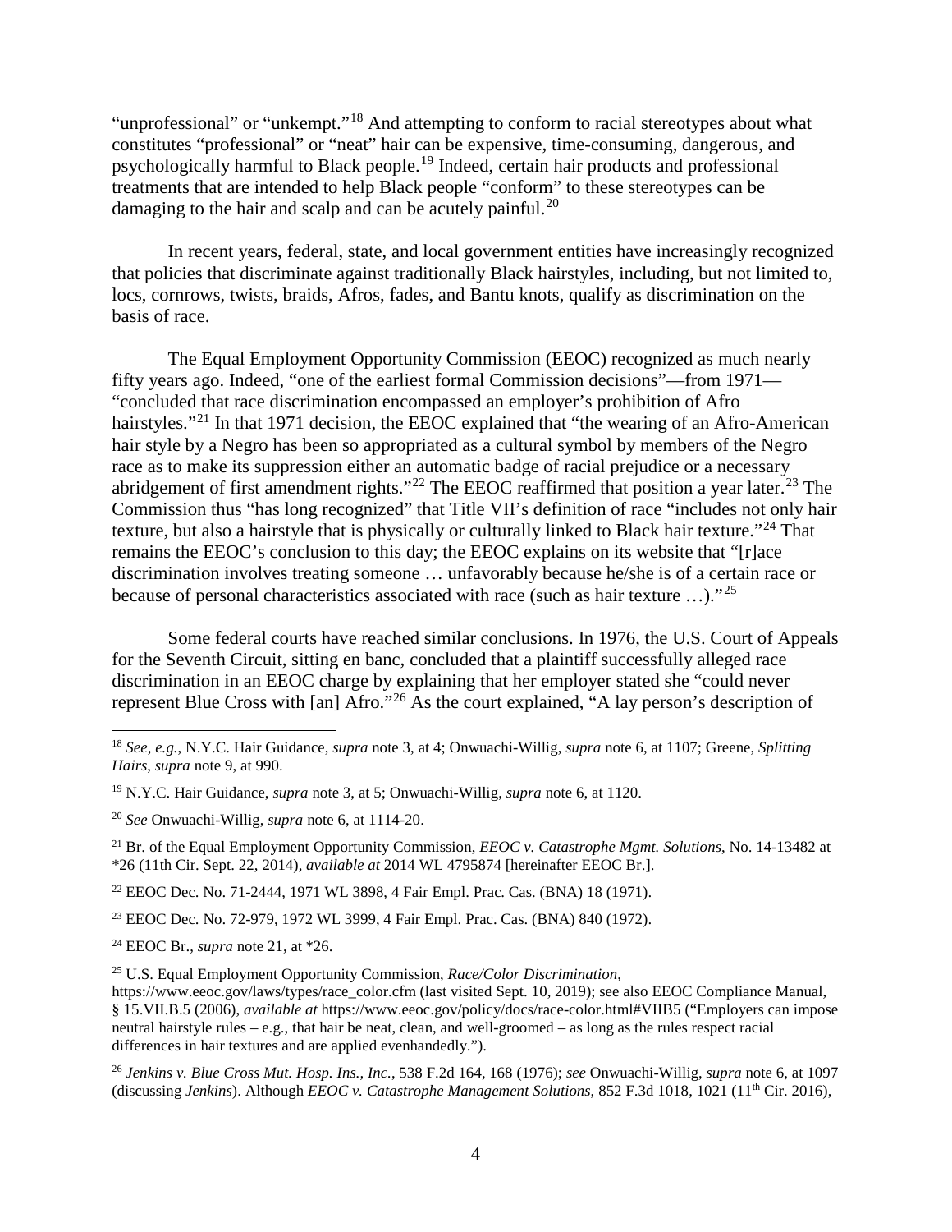"unprofessional" or "unkempt."[18] And attempting to conform to racial stereotypes about what constitutes "professional" or "neat" hair can be expensive, time-consuming, dangerous, and psychologically harmful to Black people.[19] Indeed, certain hair products and professional treatments that are intended to help Black people "conform" to these stereotypes can be damaging to the hair and scalp and can be acutely painful.[20]

In recent years, federal, state, and local government entities have increasingly recognized that policies that discriminate against traditionally Black hairstyles, including, but not limited to, locs, cornrows, twists, braids, Afros, fades, and Bantu knots, qualify as discrimination on the basis of race.

The Equal Employment Opportunity Commission (EEOC) recognized as much nearly fifty years ago. Indeed, "one of the earliest formal Commission decisions"—from 1971—"concluded that race discrimination encompassed an employer's prohibition of Afro hairstyles."[21] In that 1971 decision, the EEOC explained that "the wearing of an Afro-American hair style by a Negro has been so appropriated as a cultural symbol by members of the Negro race as to make its suppression either an automatic badge of racial prejudice or a necessary abridgement of first amendment rights."[22] The EEOC reaffirmed that position a year later.[23] The Commission thus "has long recognized" that Title VII's definition of race "includes not only hair texture, but also a hairstyle that is physically or culturally linked to Black hair texture."[24] That remains the EEOC's conclusion to this day; the EEOC explains on its website that "[r]ace discrimination involves treating someone … unfavorably because he/she is of a certain race or because of personal characteristics associated with race (such as hair texture …)."[25]

Some federal courts have reached similar conclusions. In 1976, the U.S. Court of Appeals for the Seventh Circuit, sitting en banc, concluded that a plaintiff successfully alleged race discrimination in an EEOC charge by explaining that her employer stated she "could never represent Blue Cross with [an] Afro."[26] As the court explained, "A lay person's description of

---

[18] *See, e.g.*, N.Y.C. Hair Guidance, *supra* note 3, at 4; Onwuachi-Willig, *supra* note 6, at 1107; Greene, *Splitting Hairs*, *supra* note 9, at 990.

[19] N.Y.C. Hair Guidance, *supra* note 3, at 5; Onwuachi-Willig, *supra* note 6, at 1120.

[20] *See* Onwuachi-Willig, *supra* note 6, at 1114-20.

[21] Br. of the Equal Employment Opportunity Commission, *EEOC v. Catastrophe Mgmt. Solutions*, No. 14-13482 at *26 (11th Cir. Sept. 22, 2014), *available at* 2014 WL 4795874 [hereinafter EEOC Br.].

[22] EEOC Dec. No. 71-2444, 1971 WL 3898, 4 Fair Empl. Prac. Cas. (BNA) 18 (1971).

[23] EEOC Dec. No. 72-979, 1972 WL 3999, 4 Fair Empl. Prac. Cas. (BNA) 840 (1972).

[24] EEOC Br., *supra* note 21, at *26.

[25] U.S. Equal Employment Opportunity Commission, *Race/Color Discrimination*, https://www.eeoc.gov/laws/types/race_color.cfm (last visited Sept. 10, 2019); see also EEOC Compliance Manual, § 15.VII.B.5 (2006), *available at* https://www.eeoc.gov/policy/docs/race-color.html#VIIB5 ("Employers can impose neutral hairstyle rules – e.g., that hair be neat, clean, and well-groomed – as long as the rules respect racial differences in hair textures and are applied evenhandedly.").

[26] *Jenkins v. Blue Cross Mut. Hosp. Ins., Inc.*, 538 F.2d 164, 168 (1976); *see* Onwuachi-Willig, *supra* note 6, at 1097 (discussing *Jenkins*). Although *EEOC v. Catastrophe Management Solutions*, 852 F.3d 1018, 1021 (11th Cir. 2016),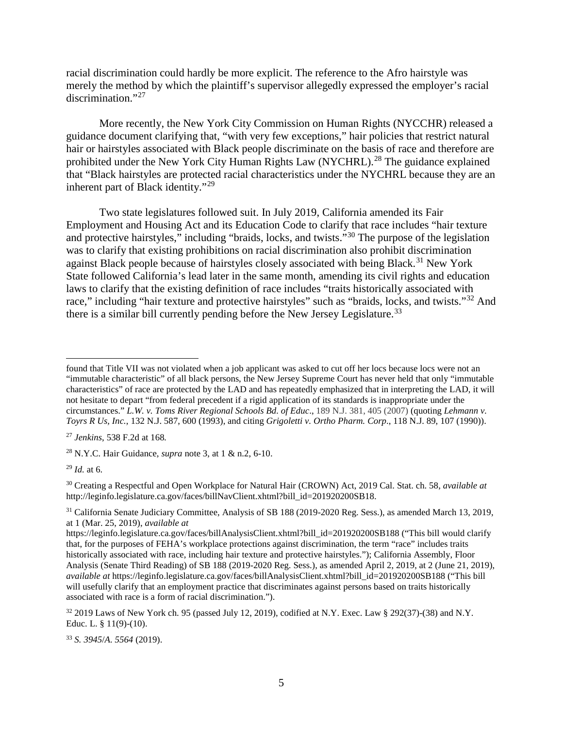racial discrimination could hardly be more explicit. The reference to the Afro hairstyle was merely the method by which the plaintiff's supervisor allegedly expressed the employer's racial discrimination."[27]

More recently, the New York City Commission on Human Rights (NYCCHR) released a guidance document clarifying that, "with very few exceptions," hair policies that restrict natural hair or hairstyles associated with Black people discriminate on the basis of race and therefore are prohibited under the New York City Human Rights Law (NYCHRL).[28] The guidance explained that "Black hairstyles are protected racial characteristics under the NYCHRL because they are an inherent part of Black identity."[29]

Two state legislatures followed suit. In July 2019, California amended its Fair Employment and Housing Act and its Education Code to clarify that race includes "hair texture and protective hairstyles," including "braids, locks, and twists."[30] The purpose of the legislation was to clarify that existing prohibitions on racial discrimination also prohibit discrimination against Black people because of hairstyles closely associated with being Black.[31] New York State followed California's lead later in the same month, amending its civil rights and education laws to clarify that the existing definition of race includes "traits historically associated with race," including "hair texture and protective hairstyles" such as "braids, locks, and twists."[32] And there is a similar bill currently pending before the New Jersey Legislature.[33]

---

found that Title VII was not violated when a job applicant was asked to cut off her locs because locs were not an "immutable characteristic" of all black persons, the New Jersey Supreme Court has never held that only "immutable characteristics" of race are protected by the LAD and has repeatedly emphasized that in interpreting the LAD, it will not hesitate to depart "from federal precedent if a rigid application of its standards is inappropriate under the circumstances." *L.W. v. Toms River Regional Schools Bd. of Educ*., 189 N.J. 381, 405 (2007) (quoting *Lehmann v. Toyrs R Us, Inc.*, 132 N.J. 587, 600 (1993), and citing *Grigoletti v. Ortho Pharm. Corp*., 118 N.J. 89, 107 (1990)).

[27] *Jenkins*, 538 F.2d at 168.

[28] N.Y.C. Hair Guidance, *supra* note 3, at 1 & n.2, 6-10.

[29] *Id.* at 6.

[30] Creating a Respectful and Open Workplace for Natural Hair (CROWN) Act, 2019 Cal. Stat. ch. 58, *available at* http://leginfo.legislature.ca.gov/faces/billNavClient.xhtml?bill_id=201920200SB18.

[31] California Senate Judiciary Committee, Analysis of SB 188 (2019-2020 Reg. Sess.), as amended March 13, 2019, at 1 (Mar. 25, 2019), *available at* https://leginfo.legislature.ca.gov/faces/billAnalysisClient.xhtml?bill_id=201920200SB188 ("This bill would clarify that, for the purposes of FEHA's workplace protections against discrimination, the term "race" includes traits historically associated with race, including hair texture and protective hairstyles."); California Assembly, Floor Analysis (Senate Third Reading) of SB 188 (2019-2020 Reg. Sess.), as amended April 2, 2019, at 2 (June 21, 2019), *available at* https://leginfo.legislature.ca.gov/faces/billAnalysisClient.xhtml?bill_id=201920200SB188 ("This bill will usefully clarify that an employment practice that discriminates against persons based on traits historically associated with race is a form of racial discrimination.").

[32] 2019 Laws of New York ch. 95 (passed July 12, 2019), codified at N.Y. Exec. Law § 292(37)-(38) and N.Y. Educ. L. § 11(9)-(10).

[33] *S. 3945/A. 5564* (2019).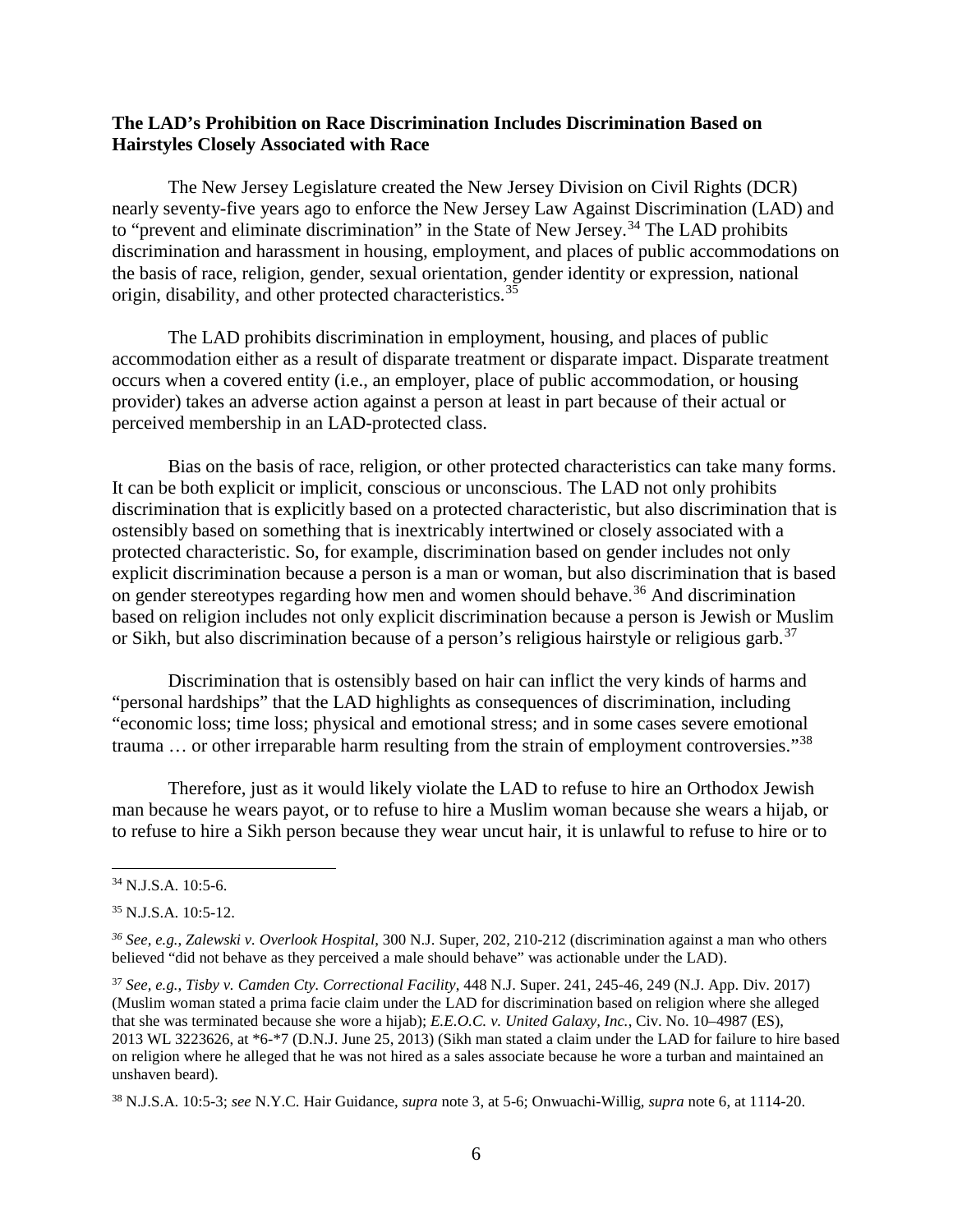**The LAD's Prohibition on Race Discrimination Includes Discrimination Based on Hairstyles Closely Associated with Race**

The New Jersey Legislature created the New Jersey Division on Civil Rights (DCR) nearly seventy-five years ago to enforce the New Jersey Law Against Discrimination (LAD) and to "prevent and eliminate discrimination" in the State of New Jersey.[34] The LAD prohibits discrimination and harassment in housing, employment, and places of public accommodations on the basis of race, religion, gender, sexual orientation, gender identity or expression, national origin, disability, and other protected characteristics.[35]

The LAD prohibits discrimination in employment, housing, and places of public accommodation either as a result of disparate treatment or disparate impact. Disparate treatment occurs when a covered entity (i.e., an employer, place of public accommodation, or housing provider) takes an adverse action against a person at least in part because of their actual or perceived membership in an LAD-protected class.

Bias on the basis of race, religion, or other protected characteristics can take many forms. It can be both explicit or implicit, conscious or unconscious. The LAD not only prohibits discrimination that is explicitly based on a protected characteristic, but also discrimination that is ostensibly based on something that is inextricably intertwined or closely associated with a protected characteristic. So, for example, discrimination based on gender includes not only explicit discrimination because a person is a man or woman, but also discrimination that is based on gender stereotypes regarding how men and women should behave.[36] And discrimination based on religion includes not only explicit discrimination because a person is Jewish or Muslim or Sikh, but also discrimination because of a person's religious hairstyle or religious garb.[37]

Discrimination that is ostensibly based on hair can inflict the very kinds of harms and "personal hardships" that the LAD highlights as consequences of discrimination, including "economic loss; time loss; physical and emotional stress; and in some cases severe emotional trauma … or other irreparable harm resulting from the strain of employment controversies."[38]

Therefore, just as it would likely violate the LAD to refuse to hire an Orthodox Jewish man because he wears payot, or to refuse to hire a Muslim woman because she wears a hijab, or to refuse to hire a Sikh person because they wear uncut hair, it is unlawful to refuse to hire or to

---

[34] N.J.S.A. 10:5-6.

[35] N.J.S.A. 10:5-12.

[36] *See, e.g.*, *Zalewski v. Overlook Hospital*, 300 N.J. Super, 202, 210-212 (discrimination against a man who others believed "did not behave as they perceived a male should behave" was actionable under the LAD).

[37] *See, e.g.*, *Tisby v. Camden Cty. Correctional Facility*, 448 N.J. Super. 241, 245-46, 249 (N.J. App. Div. 2017) (Muslim woman stated a prima facie claim under the LAD for discrimination based on religion where she alleged that she was terminated because she wore a hijab); *E.E.O.C. v. United Galaxy, Inc.*, Civ. No. 10–4987 (ES), 2013 WL 3223626, at *6-*7 (D.N.J. June 25, 2013) (Sikh man stated a claim under the LAD for failure to hire based on religion where he alleged that he was not hired as a sales associate because he wore a turban and maintained an unshaven beard).

[38] N.J.S.A. 10:5-3; *see* N.Y.C. Hair Guidance, *supra* note 3, at 5-6; Onwuachi-Willig, *supra* note 6, at 1114-20.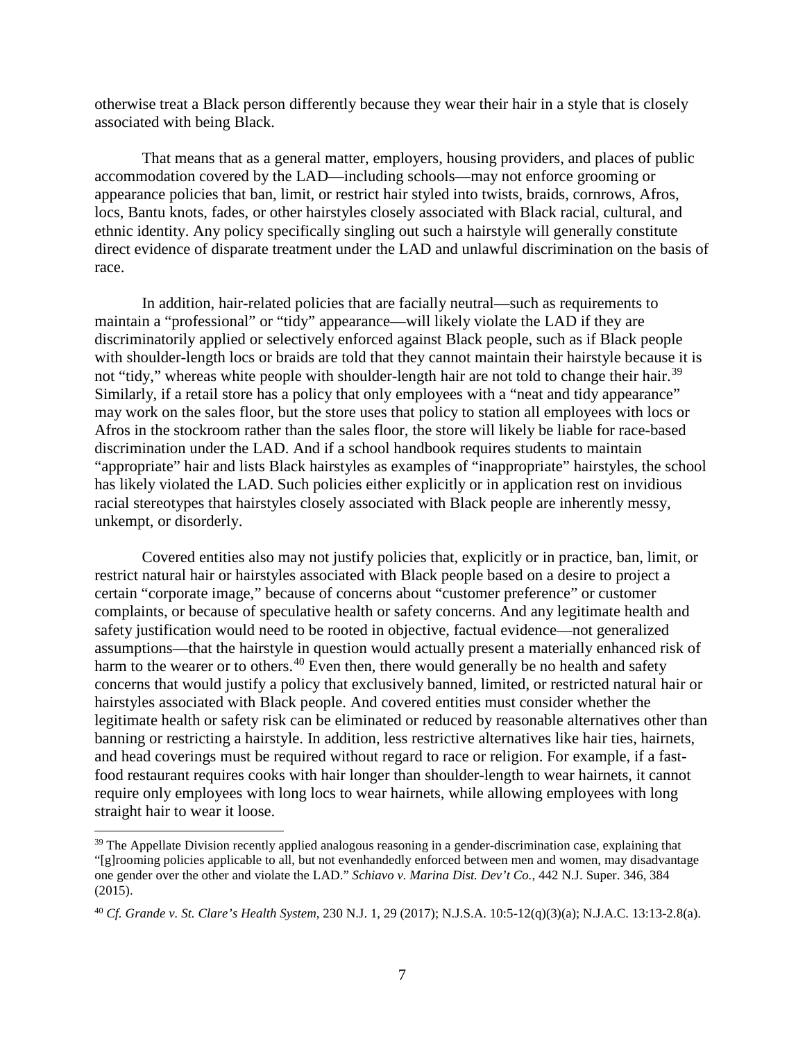otherwise treat a Black person differently because they wear their hair in a style that is closely associated with being Black.

That means that as a general matter, employers, housing providers, and places of public accommodation covered by the LAD—including schools—may not enforce grooming or appearance policies that ban, limit, or restrict hair styled into twists, braids, cornrows, Afros, locs, Bantu knots, fades, or other hairstyles closely associated with Black racial, cultural, and ethnic identity. Any policy specifically singling out such a hairstyle will generally constitute direct evidence of disparate treatment under the LAD and unlawful discrimination on the basis of race.

In addition, hair-related policies that are facially neutral—such as requirements to maintain a "professional" or "tidy" appearance—will likely violate the LAD if they are discriminatorily applied or selectively enforced against Black people, such as if Black people with shoulder-length locs or braids are told that they cannot maintain their hairstyle because it is not "tidy," whereas white people with shoulder-length hair are not told to change their hair.[39] Similarly, if a retail store has a policy that only employees with a "neat and tidy appearance" may work on the sales floor, but the store uses that policy to station all employees with locs or Afros in the stockroom rather than the sales floor, the store will likely be liable for race-based discrimination under the LAD. And if a school handbook requires students to maintain "appropriate" hair and lists Black hairstyles as examples of "inappropriate" hairstyles, the school has likely violated the LAD. Such policies either explicitly or in application rest on invidious racial stereotypes that hairstyles closely associated with Black people are inherently messy, unkempt, or disorderly.

Covered entities also may not justify policies that, explicitly or in practice, ban, limit, or restrict natural hair or hairstyles associated with Black people based on a desire to project a certain "corporate image," because of concerns about "customer preference" or customer complaints, or because of speculative health or safety concerns. And any legitimate health and safety justification would need to be rooted in objective, factual evidence—not generalized assumptions—that the hairstyle in question would actually present a materially enhanced risk of harm to the wearer or to others.[40] Even then, there would generally be no health and safety concerns that would justify a policy that exclusively banned, limited, or restricted natural hair or hairstyles associated with Black people. And covered entities must consider whether the legitimate health or safety risk can be eliminated or reduced by reasonable alternatives other than banning or restricting a hairstyle. In addition, less restrictive alternatives like hair ties, hairnets, and head coverings must be required without regard to race or religion. For example, if a fast-food restaurant requires cooks with hair longer than shoulder-length to wear hairnets, it cannot require only employees with long locs to wear hairnets, while allowing employees with long straight hair to wear it loose.

---

[39] The Appellate Division recently applied analogous reasoning in a gender-discrimination case, explaining that "[g]rooming policies applicable to all, but not evenhandedly enforced between men and women, may disadvantage one gender over the other and violate the LAD." *Schiavo v. Marina Dist. Dev't Co.*, 442 N.J. Super. 346, 384 (2015).

[40] *Cf. Grande v. St. Clare's Health System*, 230 N.J. 1, 29 (2017); N.J.S.A. 10:5-12(q)(3)(a); N.J.A.C. 13:13-2.8(a).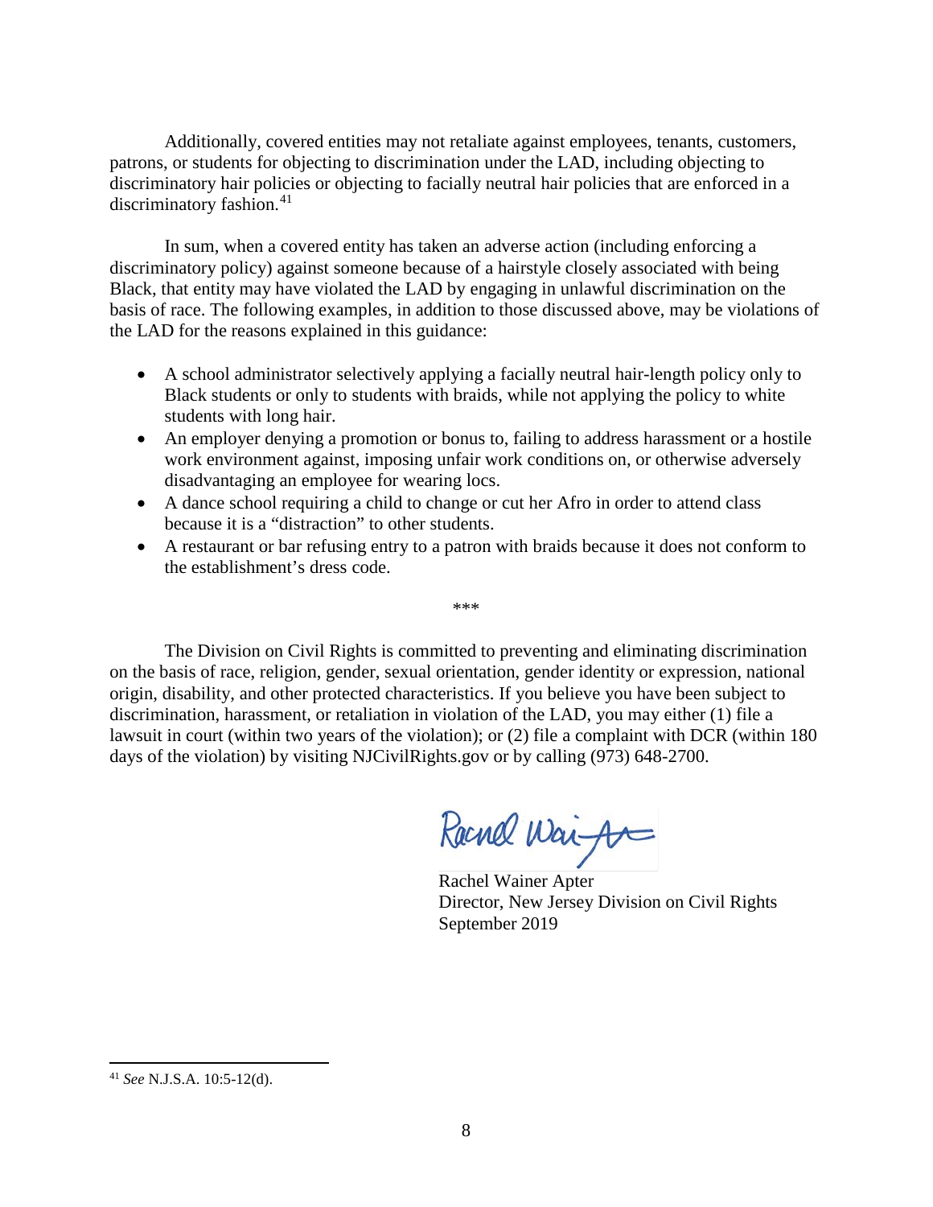Additionally, covered entities may not retaliate against employees, tenants, customers, patrons, or students for objecting to discrimination under the LAD, including objecting to discriminatory hair policies or objecting to facially neutral hair policies that are enforced in a discriminatory fashion.[41]

In sum, when a covered entity has taken an adverse action (including enforcing a discriminatory policy) against someone because of a hairstyle closely associated with being Black, that entity may have violated the LAD by engaging in unlawful discrimination on the basis of race. The following examples, in addition to those discussed above, may be violations of the LAD for the reasons explained in this guidance:

- A school administrator selectively applying a facially neutral hair-length policy only to Black students or only to students with braids, while not applying the policy to white students with long hair.
- An employer denying a promotion or bonus to, failing to address harassment or a hostile work environment against, imposing unfair work conditions on, or otherwise adversely disadvantaging an employee for wearing locs.
- A dance school requiring a child to change or cut her Afro in order to attend class because it is a "distraction" to other students.
- A restaurant or bar refusing entry to a patron with braids because it does not conform to the establishment's dress code.

\*\*\*

The Division on Civil Rights is committed to preventing and eliminating discrimination on the basis of race, religion, gender, sexual orientation, gender identity or expression, national origin, disability, and other protected characteristics. If you believe you have been subject to discrimination, harassment, or retaliation in violation of the LAD, you may either (1) file a lawsuit in court (within two years of the violation); or (2) file a complaint with DCR (within 180 days of the violation) by visiting NJCivilRights.gov or by calling (973) 648-2700.

Rachel Wainer Apter
Director, New Jersey Division on Civil Rights
September 2019

---

[41] *See* N.J.S.A. 10:5-12(d).